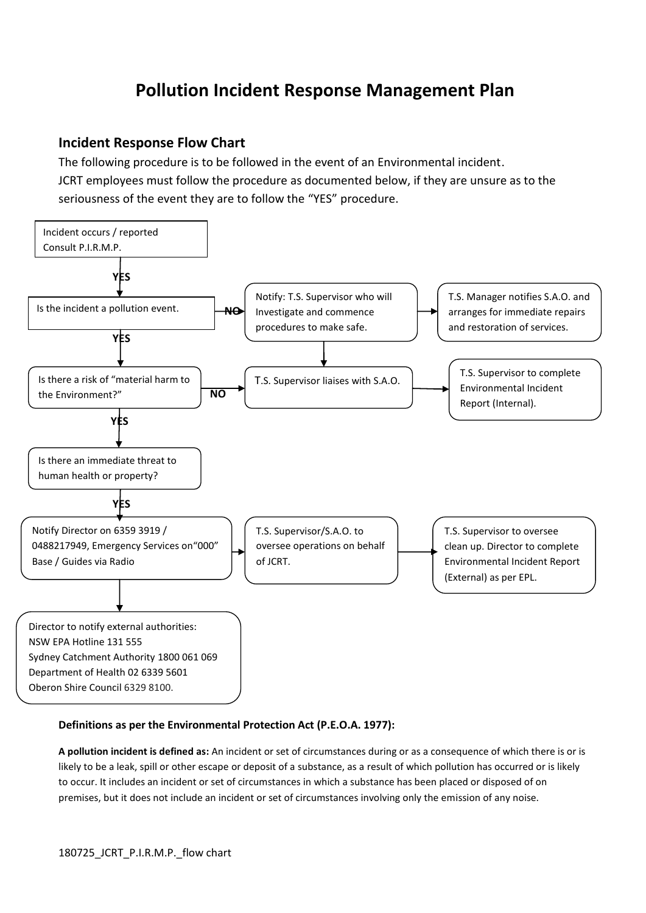# Pollution Incident Response Management Plan

## Incident Response Flow Chart

The following procedure is to be followed in the event of an Environmental incident.
JCRT employees must follow the procedure as documented below, if they are unsure as to the seriousness of the event they are to follow the "YES" procedure.

Incident occurs / reported
Consult P.I.R.M.P.

**YES**

Is the incident a pollution event.

**NO** → Notify: T.S. Supervisor who will Investigate and commence procedures to make safe. → T.S. Manager notifies S.A.O. and arranges for immediate repairs and restoration of services.

Notify: T.S. Supervisor who will Investigate and commence procedures to make safe. → T.S. Supervisor liaises with S.A.O.

**YES**

Is there a risk of "material harm to the Environment?"

**NO** → T.S. Supervisor liaises with S.A.O. → T.S. Supervisor to complete Environmental Incident Report (Internal).

**YES**

Is there an immediate threat to human health or property?

**YES**

Notify Director on 6359 3919 / 0488217949, Emergency Services on"000" Base / Guides via Radio → T.S. Supervisor/S.A.O. to oversee operations on behalf of JCRT. → T.S. Supervisor to oversee clean up. Director to complete Environmental Incident Report (External) as per EPL.

Notify Director on 6359 3919 / 0488217949, Emergency Services on"000" Base / Guides via Radio → Director to notify external authorities:
NSW EPA Hotline 131 555
Sydney Catchment Authority 1800 061 069
Department of Health 02 6339 5601
Oberon Shire Council 6329 8100.

**Definitions as per the Environmental Protection Act (P.E.O.A. 1977):**

**A pollution incident is defined as:** An incident or set of circumstances during or as a consequence of which there is or is likely to be a leak, spill or other escape or deposit of a substance, as a result of which pollution has occurred or is likely to occur. It includes an incident or set of circumstances in which a substance has been placed or disposed of on premises, but it does not include an incident or set of circumstances involving only the emission of any noise.

180725_JCRT_P.I.R.M.P._flow chart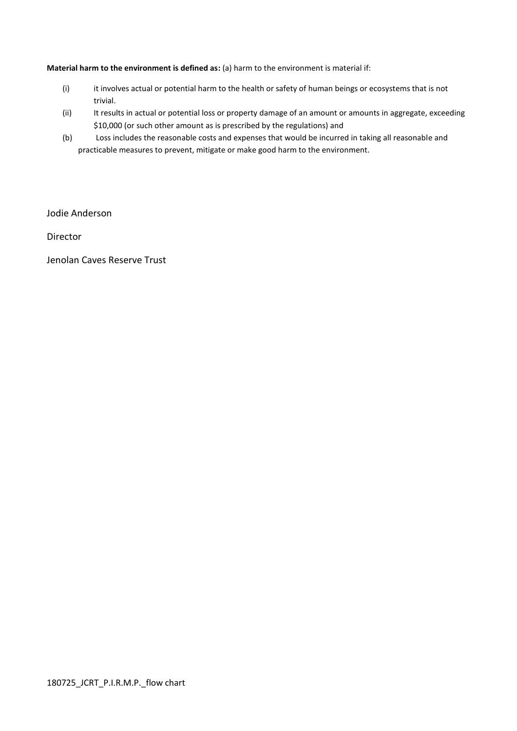**Material harm to the environment is defined as:** (a) harm to the environment is material if:

(i) it involves actual or potential harm to the health or safety of human beings or ecosystems that is not trivial.

(ii) It results in actual or potential loss or property damage of an amount or amounts in aggregate, exceeding $10,000 (or such other amount as is prescribed by the regulations) and

(b) Loss includes the reasonable costs and expenses that would be incurred in taking all reasonable and practicable measures to prevent, mitigate or make good harm to the environment.

Jodie Anderson

Director

Jenolan Caves Reserve Trust

180725_JCRT_P.I.R.M.P._flow chart